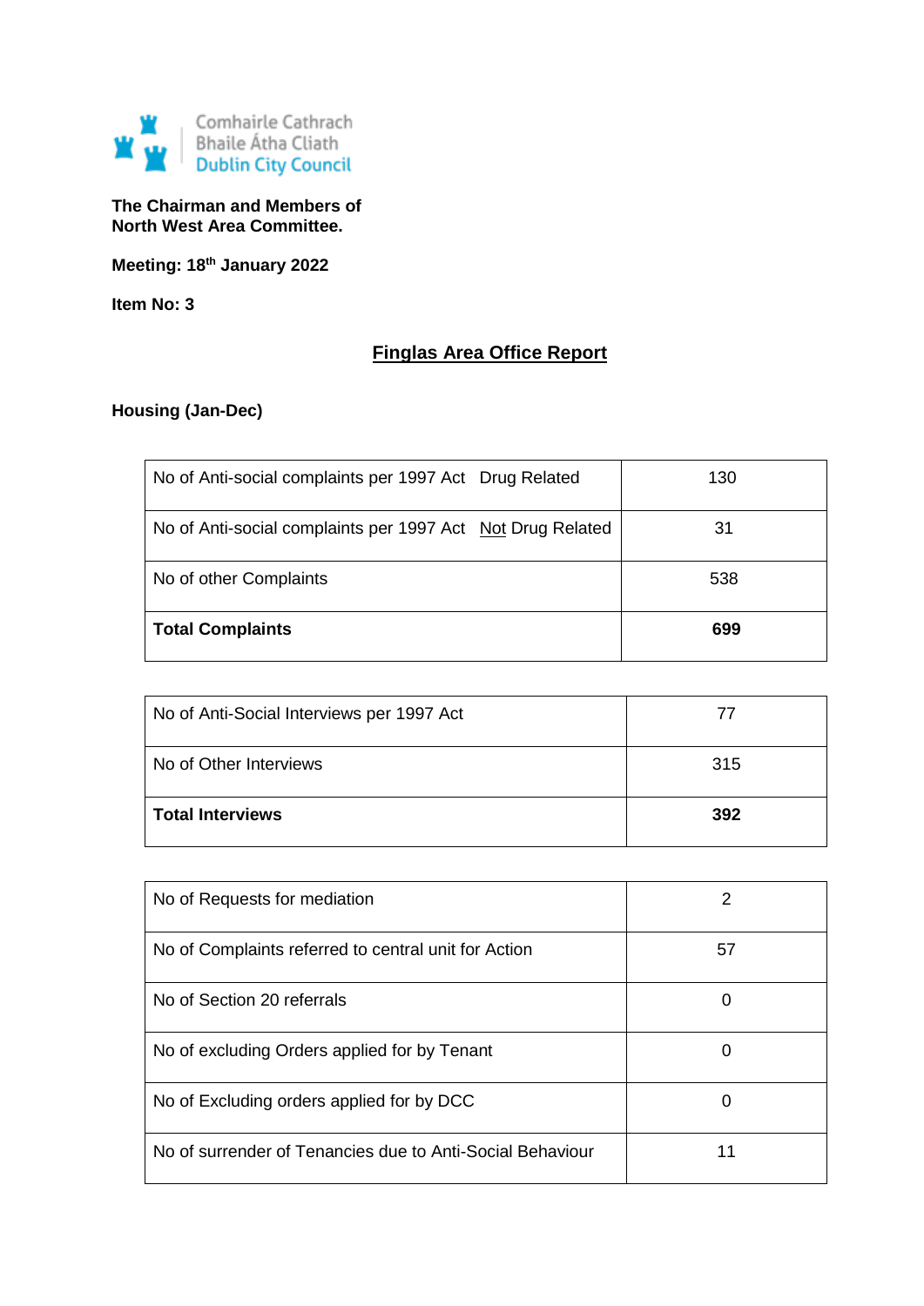Comhairle Cathrach
Bhaile Átha Cliath
Dublin City Council

**The Chairman and Members of**
**North West Area Committee.**

**Meeting: 18th January 2022**

**Item No: 3**

## Finglas Area Office Report

**Housing (Jan-Dec)**

| | |
|---|---|
| No of Anti-social complaints per 1997 Act Drug Related | 130 |
| No of Anti-social complaints per 1997 Act Not Drug Related | 31 |
| No of other Complaints | 538 |
| **Total Complaints** | **699** |

| | |
|---|---|
| No of Anti-Social Interviews per 1997 Act | 77 |
| No of Other Interviews | 315 |
| **Total Interviews** | **392** |

| | |
|---|---|
| No of Requests for mediation | 2 |
| No of Complaints referred to central unit for Action | 57 |
| No of Section 20 referrals | 0 |
| No of excluding Orders applied for by Tenant | 0 |
| No of Excluding orders applied for by DCC | 0 |
| No of surrender of Tenancies due to Anti-Social Behaviour | 11 |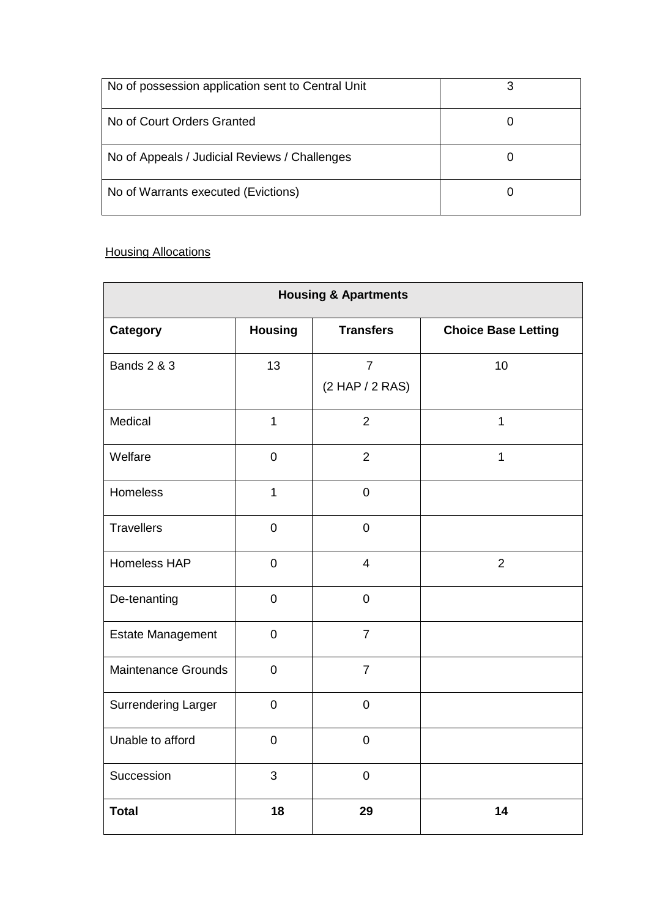| No of possession application sent to Central Unit | 3 |
|---|---|
| No of Court Orders Granted | 0 |
| No of Appeals / Judicial Reviews / Challenges | 0 |
| No of Warrants executed (Evictions) | 0 |

<u>Housing Allocations</u>

| Housing & Apartments | | | |
|---|---|---|---|
| **Category** | **Housing** | **Transfers** | **Choice Base Letting** |
| Bands 2 & 3 | 13 | 7 (2 HAP / 2 RAS) | 10 |
| Medical | 1 | 2 | 1 |
| Welfare | 0 | 2 | 1 |
| Homeless | 1 | 0 | |
| Travellers | 0 | 0 | |
| Homeless HAP | 0 | 4 | 2 |
| De-tenanting | 0 | 0 | |
| Estate Management | 0 | 7 | |
| Maintenance Grounds | 0 | 7 | |
| Surrendering Larger | 0 | 0 | |
| Unable to afford | 0 | 0 | |
| Succession | 3 | 0 | |
| **Total** | **18** | **29** | **14** |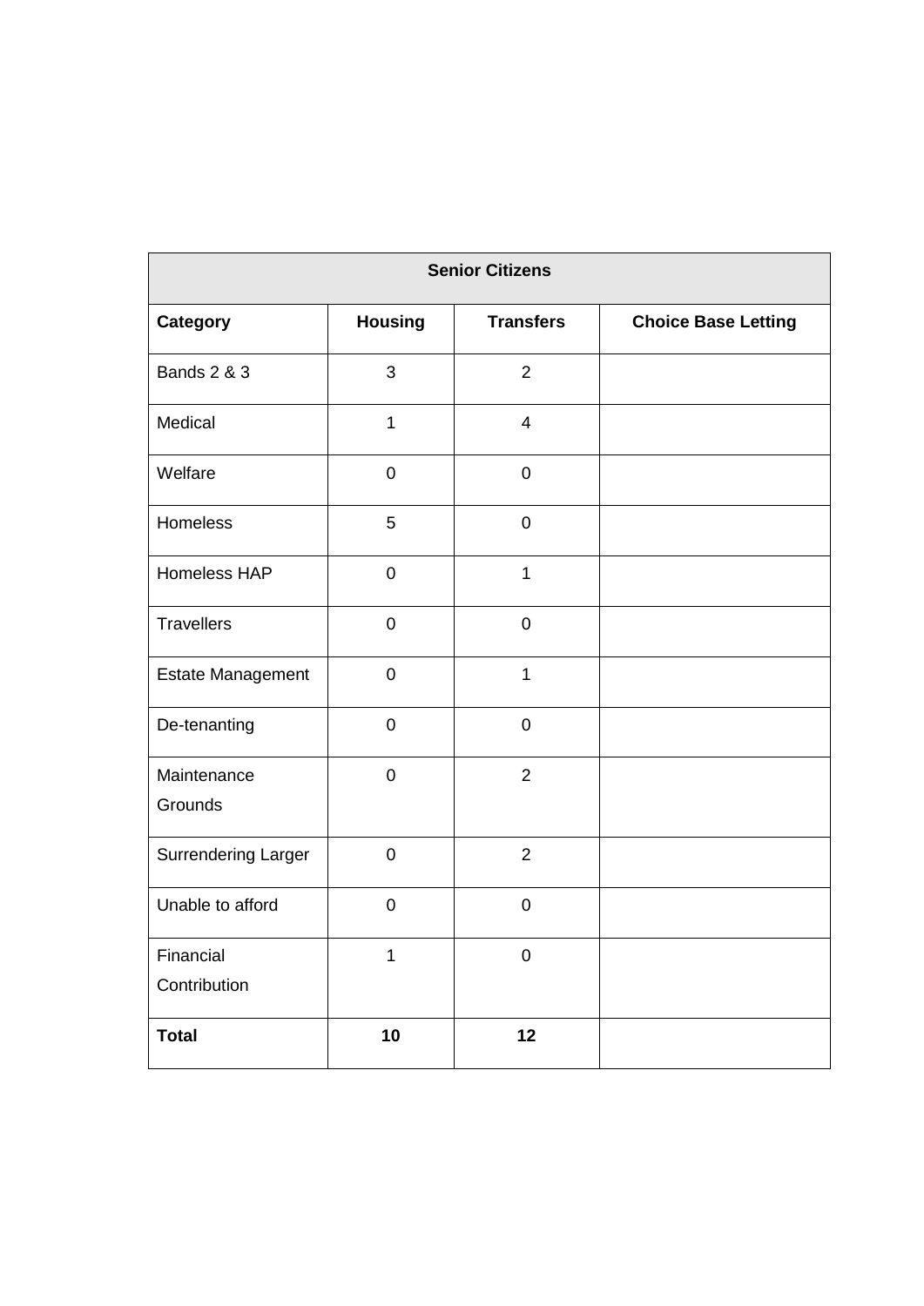| Senior Citizens | | | |
|---|---|---|---|
| **Category** | **Housing** | **Transfers** | **Choice Base Letting** |
| Bands 2 & 3 | 3 | 2 | |
| Medical | 1 | 4 | |
| Welfare | 0 | 0 | |
| Homeless | 5 | 0 | |
| Homeless HAP | 0 | 1 | |
| Travellers | 0 | 0 | |
| Estate Management | 0 | 1 | |
| De-tenanting | 0 | 0 | |
| Maintenance Grounds | 0 | 2 | |
| Surrendering Larger | 0 | 2 | |
| Unable to afford | 0 | 0 | |
| Financial Contribution | 1 | 0 | |
| **Total** | **10** | **12** | |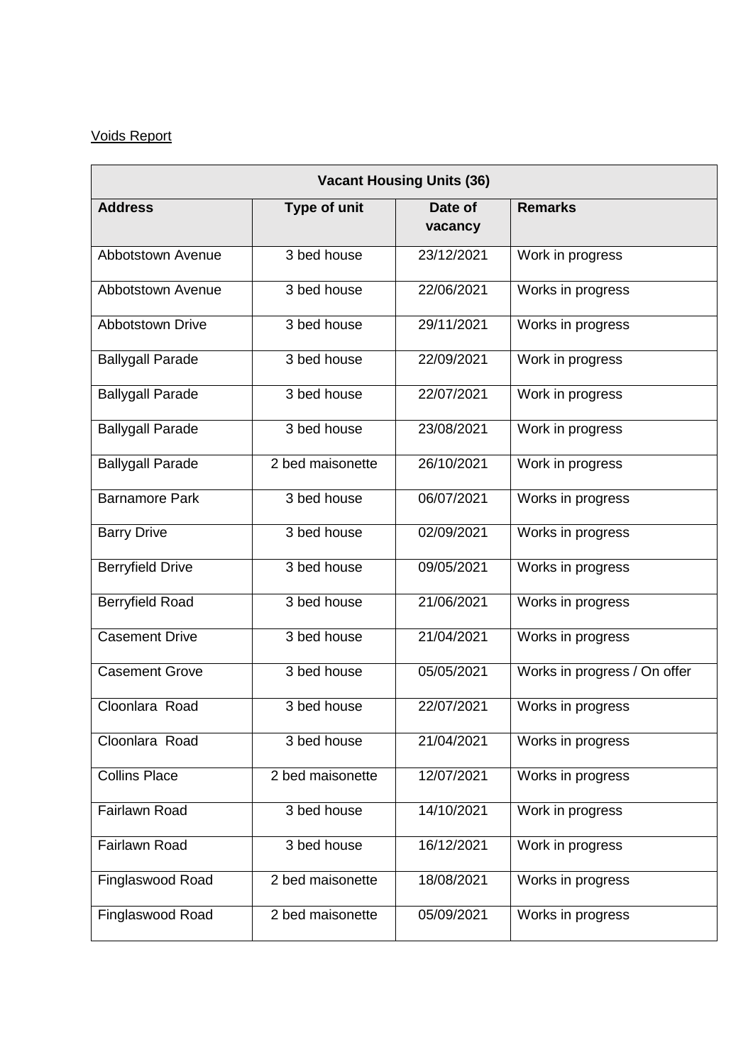Voids Report

| Vacant Housing Units (36) | | | |
|---|---|---|---|
| **Address** | **Type of unit** | **Date of vacancy** | **Remarks** |
| Abbotstown Avenue | 3 bed house | 23/12/2021 | Work in progress |
| Abbotstown Avenue | 3 bed house | 22/06/2021 | Works in progress |
| Abbotstown Drive | 3 bed house | 29/11/2021 | Works in progress |
| Ballygall Parade | 3 bed house | 22/09/2021 | Work in progress |
| Ballygall Parade | 3 bed house | 22/07/2021 | Work in progress |
| Ballygall Parade | 3 bed house | 23/08/2021 | Work in progress |
| Ballygall Parade | 2 bed maisonette | 26/10/2021 | Work in progress |
| Barnamore Park | 3 bed house | 06/07/2021 | Works in progress |
| Barry Drive | 3 bed house | 02/09/2021 | Works in progress |
| Berryfield Drive | 3 bed house | 09/05/2021 | Works in progress |
| Berryfield Road | 3 bed house | 21/06/2021 | Works in progress |
| Casement Drive | 3 bed house | 21/04/2021 | Works in progress |
| Casement Grove | 3 bed house | 05/05/2021 | Works in progress / On offer |
| Cloonlara Road | 3 bed house | 22/07/2021 | Works in progress |
| Cloonlara Road | 3 bed house | 21/04/2021 | Works in progress |
| Collins Place | 2 bed maisonette | 12/07/2021 | Works in progress |
| Fairlawn Road | 3 bed house | 14/10/2021 | Work in progress |
| Fairlawn Road | 3 bed house | 16/12/2021 | Work in progress |
| Finglaswood Road | 2 bed maisonette | 18/08/2021 | Works in progress |
| Finglaswood Road | 2 bed maisonette | 05/09/2021 | Works in progress |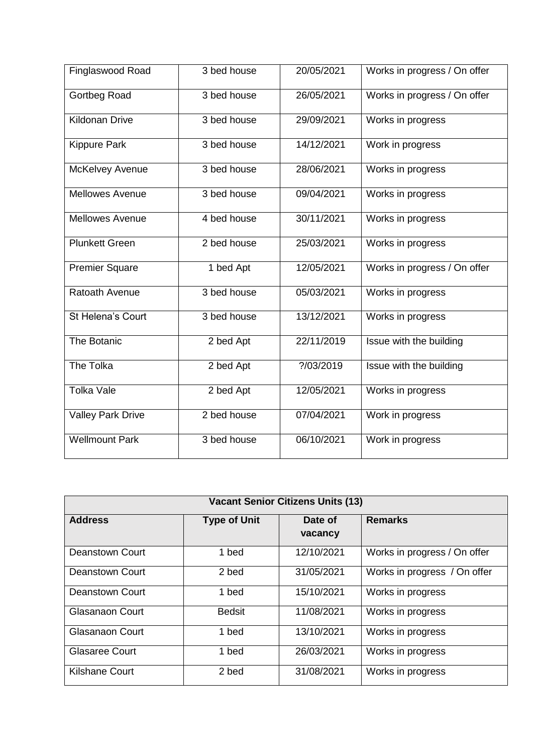| Finglaswood Road | 3 bed house | 20/05/2021 | Works in progress / On offer |
|---|---|---|---|
| Gortbeg Road | 3 bed house | 26/05/2021 | Works in progress / On offer |
| Kildonan Drive | 3 bed house | 29/09/2021 | Works in progress |
| Kippure Park | 3 bed house | 14/12/2021 | Work in progress |
| McKelvey Avenue | 3 bed house | 28/06/2021 | Works in progress |
| Mellowes Avenue | 3 bed house | 09/04/2021 | Works in progress |
| Mellowes Avenue | 4 bed house | 30/11/2021 | Works in progress |
| Plunkett Green | 2 bed house | 25/03/2021 | Works in progress |
| Premier Square | 1 bed Apt | 12/05/2021 | Works in progress / On offer |
| Ratoath Avenue | 3 bed house | 05/03/2021 | Works in progress |
| St Helena's Court | 3 bed house | 13/12/2021 | Works in progress |
| The Botanic | 2 bed Apt | 22/11/2019 | Issue with the building |
| The Tolka | 2 bed Apt | ?/03/2019 | Issue with the building |
| Tolka Vale | 2 bed Apt | 12/05/2021 | Works in progress |
| Valley Park Drive | 2 bed house | 07/04/2021 | Work in progress |
| Wellmount Park | 3 bed house | 06/10/2021 | Work in progress |

| Vacant Senior Citizens Units (13) | | | |
|---|---|---|---|
| **Address** | **Type of Unit** | **Date of vacancy** | **Remarks** |
| Deanstown Court | 1 bed | 12/10/2021 | Works in progress / On offer |
| Deanstown Court | 2 bed | 31/05/2021 | Works in progress / On offer |
| Deanstown Court | 1 bed | 15/10/2021 | Works in progress |
| Glasanaon Court | Bedsit | 11/08/2021 | Works in progress |
| Glasanaon Court | 1 bed | 13/10/2021 | Works in progress |
| Glasaree Court | 1 bed | 26/03/2021 | Works in progress |
| Kilshane Court | 2 bed | 31/08/2021 | Works in progress |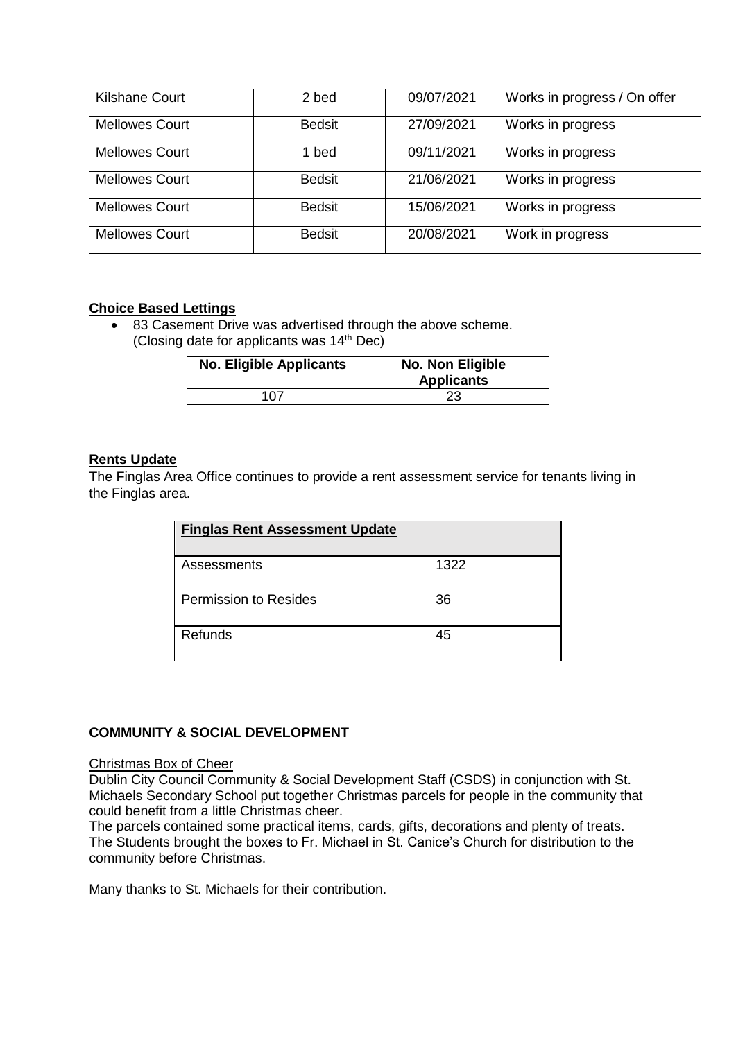| Kilshane Court | 2 bed | 09/07/2021 | Works in progress / On offer |
|---|---|---|---|
| Mellowes Court | Bedsit | 27/09/2021 | Works in progress |
| Mellowes Court | 1 bed | 09/11/2021 | Works in progress |
| Mellowes Court | Bedsit | 21/06/2021 | Works in progress |
| Mellowes Court | Bedsit | 15/06/2021 | Works in progress |
| Mellowes Court | Bedsit | 20/08/2021 | Work in progress |

**Choice Based Lettings**

- 83 Casement Drive was advertised through the above scheme. (Closing date for applicants was 14th Dec)

| No. Eligible Applicants | No. Non Eligible Applicants |
|---|---|
| 107 | 23 |

**Rents Update**

The Finglas Area Office continues to provide a rent assessment service for tenants living in the Finglas area.

| Finglas Rent Assessment Update | |
|---|---|
| Assessments | 1322 |
| Permission to Resides | 36 |
| Refunds | 45 |

**COMMUNITY & SOCIAL DEVELOPMENT**

Christmas Box of Cheer

Dublin City Council Community & Social Development Staff (CSDS) in conjunction with St. Michaels Secondary School put together Christmas parcels for people in the community that could benefit from a little Christmas cheer.

The parcels contained some practical items, cards, gifts, decorations and plenty of treats. The Students brought the boxes to Fr. Michael in St. Canice's Church for distribution to the community before Christmas.

Many thanks to St. Michaels for their contribution.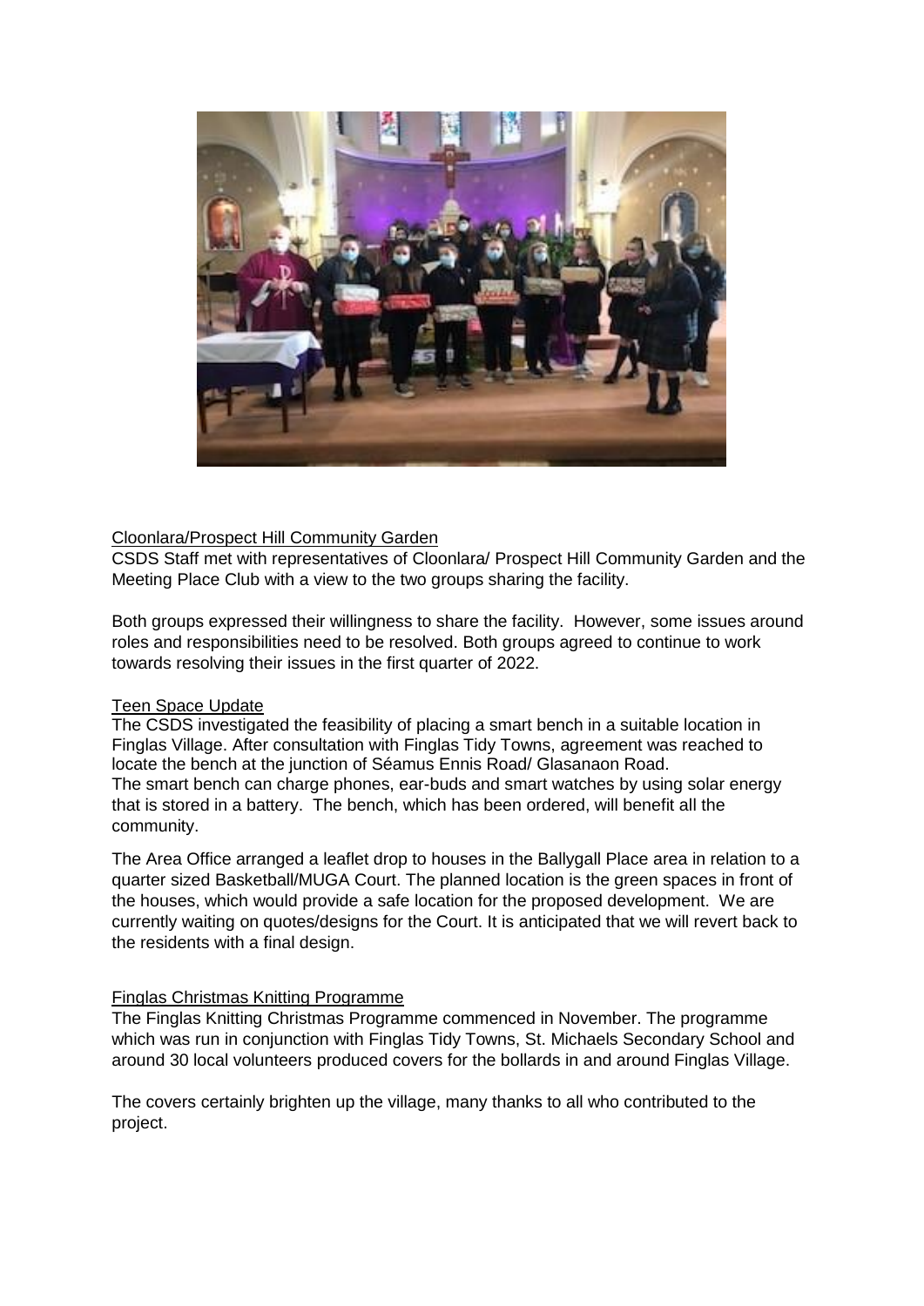Cloonlara/Prospect Hill Community Garden

CSDS Staff met with representatives of Cloonlara/ Prospect Hill Community Garden and the Meeting Place Club with a view to the two groups sharing the facility.

Both groups expressed their willingness to share the facility. However, some issues around roles and responsibilities need to be resolved. Both groups agreed to continue to work towards resolving their issues in the first quarter of 2022.

Teen Space Update

The CSDS investigated the feasibility of placing a smart bench in a suitable location in Finglas Village. After consultation with Finglas Tidy Towns, agreement was reached to locate the bench at the junction of Séamus Ennis Road/ Glasanaon Road.
The smart bench can charge phones, ear-buds and smart watches by using solar energy that is stored in a battery. The bench, which has been ordered, will benefit all the community.

The Area Office arranged a leaflet drop to houses in the Ballygall Place area in relation to a quarter sized Basketball/MUGA Court. The planned location is the green spaces in front of the houses, which would provide a safe location for the proposed development. We are currently waiting on quotes/designs for the Court. It is anticipated that we will revert back to the residents with a final design.

Finglas Christmas Knitting Programme

The Finglas Knitting Christmas Programme commenced in November. The programme which was run in conjunction with Finglas Tidy Towns, St. Michaels Secondary School and around 30 local volunteers produced covers for the bollards in and around Finglas Village.

The covers certainly brighten up the village, many thanks to all who contributed to the project.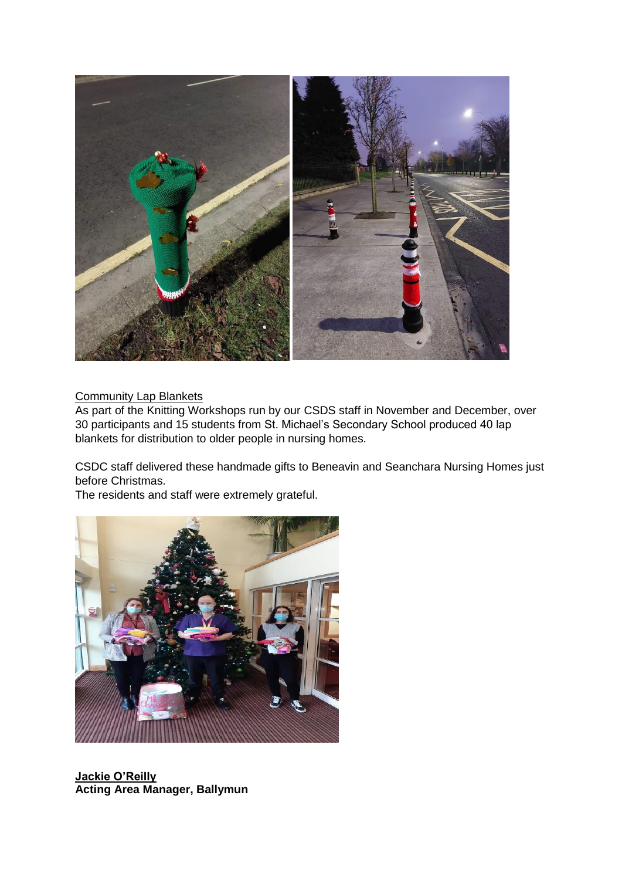Community Lap Blankets

As part of the Knitting Workshops run by our CSDS staff in November and December, over 30 participants and 15 students from St. Michael's Secondary School produced 40 lap blankets for distribution to older people in nursing homes.

CSDC staff delivered these handmade gifts to Beneavin and Seanchara Nursing Homes just before Christmas.
The residents and staff were extremely grateful.

**Jackie O'Reilly**
**Acting Area Manager, Ballymun**